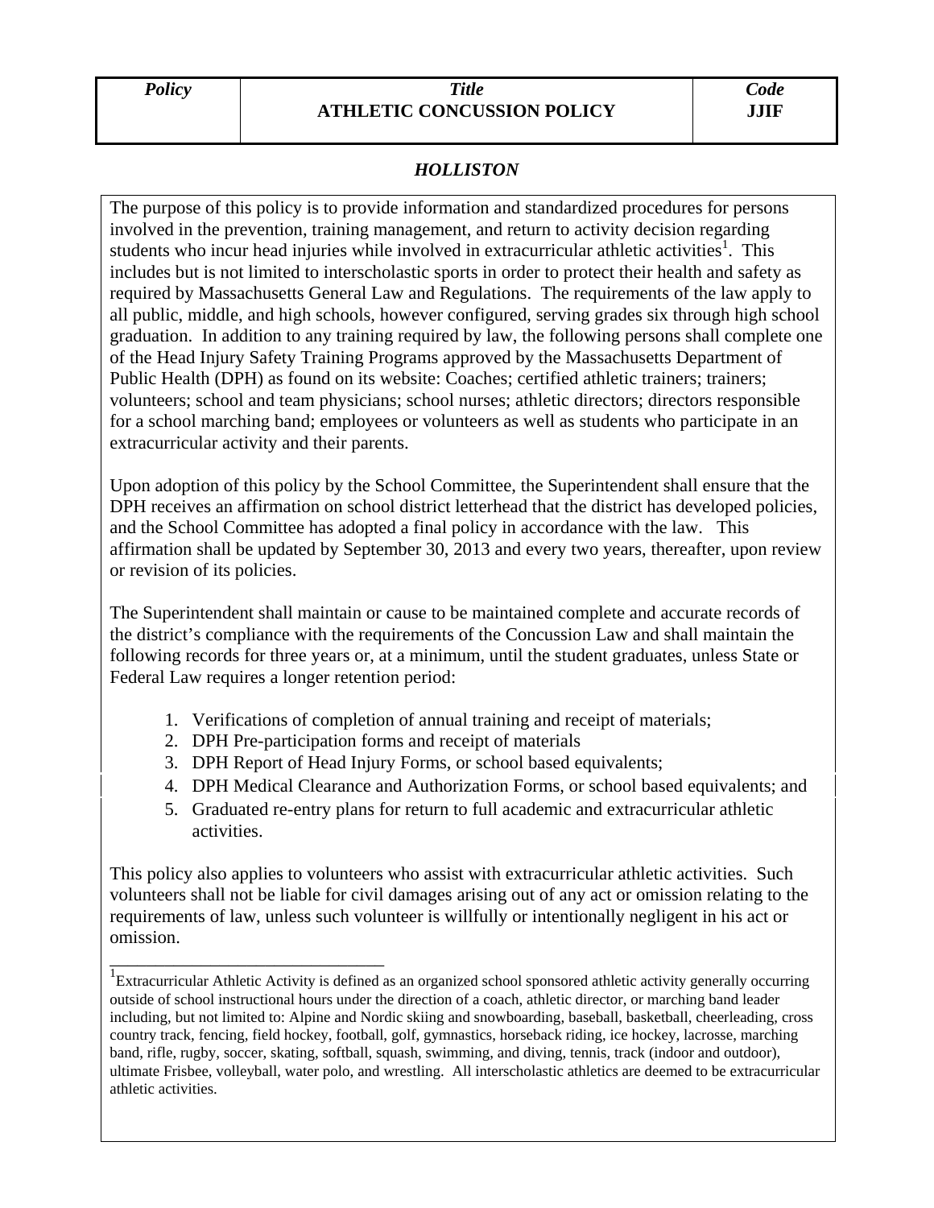| Policy | Title<br>**ATHLETIC CONCUSSION POLICY** | Code<br>**JJIF** |
| --- | --- | --- |

***HOLLISTON***

The purpose of this policy is to provide information and standardized procedures for persons involved in the prevention, training management, and return to activity decision regarding students who incur head injuries while involved in extracurricular athletic activities[1]. This includes but is not limited to interscholastic sports in order to protect their health and safety as required by Massachusetts General Law and Regulations. The requirements of the law apply to all public, middle, and high schools, however configured, serving grades six through high school graduation. In addition to any training required by law, the following persons shall complete one of the Head Injury Safety Training Programs approved by the Massachusetts Department of Public Health (DPH) as found on its website: Coaches; certified athletic trainers; trainers; volunteers; school and team physicians; school nurses; athletic directors; directors responsible for a school marching band; employees or volunteers as well as students who participate in an extracurricular activity and their parents.

Upon adoption of this policy by the School Committee, the Superintendent shall ensure that the DPH receives an affirmation on school district letterhead that the district has developed policies, and the School Committee has adopted a final policy in accordance with the law. This affirmation shall be updated by September 30, 2013 and every two years, thereafter, upon review or revision of its policies.

The Superintendent shall maintain or cause to be maintained complete and accurate records of the district's compliance with the requirements of the Concussion Law and shall maintain the following records for three years or, at a minimum, until the student graduates, unless State or Federal Law requires a longer retention period:

1. Verifications of completion of annual training and receipt of materials;
2. DPH Pre-participation forms and receipt of materials
3. DPH Report of Head Injury Forms, or school based equivalents;
4. DPH Medical Clearance and Authorization Forms, or school based equivalents; and
5. Graduated re-entry plans for return to full academic and extracurricular athletic activities.

This policy also applies to volunteers who assist with extracurricular athletic activities. Such volunteers shall not be liable for civil damages arising out of any act or omission relating to the requirements of law, unless such volunteer is willfully or intentionally negligent in his act or omission.

---

[1] Extracurricular Athletic Activity is defined as an organized school sponsored athletic activity generally occurring outside of school instructional hours under the direction of a coach, athletic director, or marching band leader including, but not limited to: Alpine and Nordic skiing and snowboarding, baseball, basketball, cheerleading, cross country track, fencing, field hockey, football, golf, gymnastics, horseback riding, ice hockey, lacrosse, marching band, rifle, rugby, soccer, skating, softball, squash, swimming, and diving, tennis, track (indoor and outdoor), ultimate Frisbee, volleyball, water polo, and wrestling. All interscholastic athletics are deemed to be extracurricular athletic activities.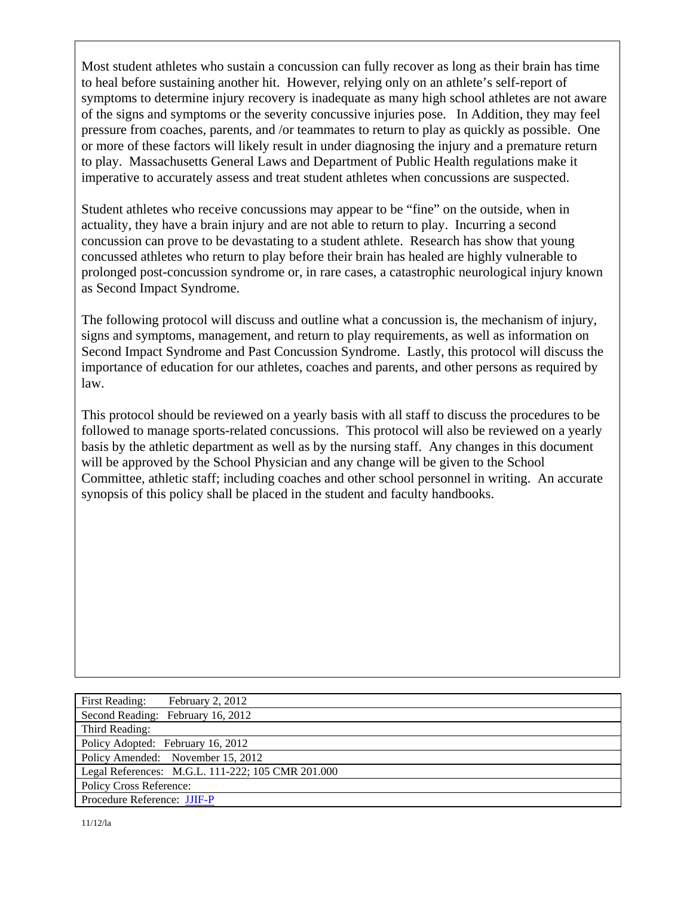Most student athletes who sustain a concussion can fully recover as long as their brain has time to heal before sustaining another hit. However, relying only on an athlete's self-report of symptoms to determine injury recovery is inadequate as many high school athletes are not aware of the signs and symptoms or the severity concussive injuries pose. In Addition, they may feel pressure from coaches, parents, and /or teammates to return to play as quickly as possible. One or more of these factors will likely result in under diagnosing the injury and a premature return to play. Massachusetts General Laws and Department of Public Health regulations make it imperative to accurately assess and treat student athletes when concussions are suspected.

Student athletes who receive concussions may appear to be "fine" on the outside, when in actuality, they have a brain injury and are not able to return to play. Incurring a second concussion can prove to be devastating to a student athlete. Research has show that young concussed athletes who return to play before their brain has healed are highly vulnerable to prolonged post-concussion syndrome or, in rare cases, a catastrophic neurological injury known as Second Impact Syndrome.

The following protocol will discuss and outline what a concussion is, the mechanism of injury, signs and symptoms, management, and return to play requirements, as well as information on Second Impact Syndrome and Past Concussion Syndrome. Lastly, this protocol will discuss the importance of education for our athletes, coaches and parents, and other persons as required by law.

This protocol should be reviewed on a yearly basis with all staff to discuss the procedures to be followed to manage sports-related concussions. This protocol will also be reviewed on a yearly basis by the athletic department as well as by the nursing staff. Any changes in this document will be approved by the School Physician and any change will be given to the School Committee, athletic staff; including coaches and other school personnel in writing. An accurate synopsis of this policy shall be placed in the student and faculty handbooks.

| |
|---|
| First Reading: February 2, 2012 |
| Second Reading: February 16, 2012 |
| Third Reading: |
| Policy Adopted: February 16, 2012 |
| Policy Amended: November 15, 2012 |
| Legal References: M.G.L. 111-222; 105 CMR 201.000 |
| Policy Cross Reference: |
| Procedure Reference: JJIF-P |

11/12/la